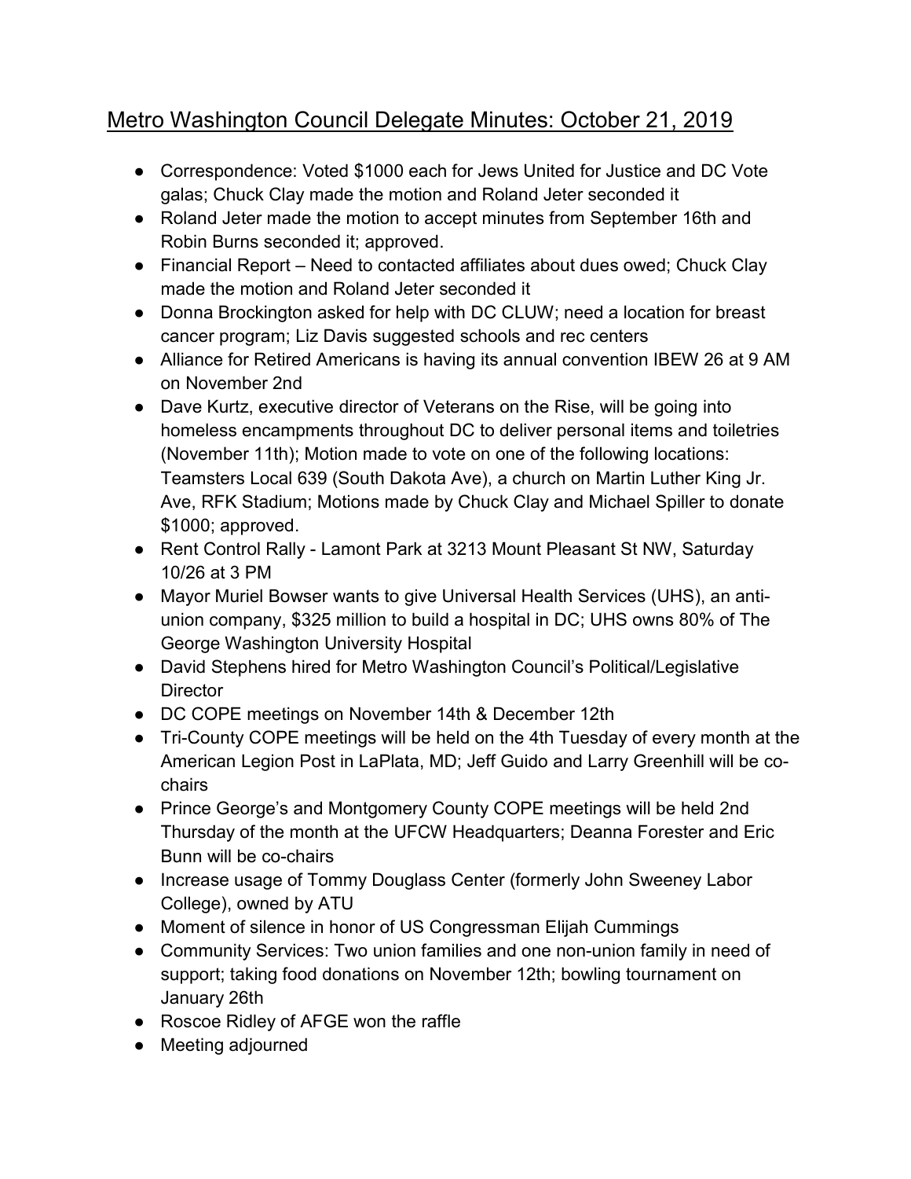# Metro Washington Council Delegate Minutes: October 21, 2019

- Correspondence: Voted $1000 each for Jews United for Justice and DC Vote galas; Chuck Clay made the motion and Roland Jeter seconded it
- Roland Jeter made the motion to accept minutes from September 16th and Robin Burns seconded it; approved.
- Financial Report – Need to contacted affiliates about dues owed; Chuck Clay made the motion and Roland Jeter seconded it
- Donna Brockington asked for help with DC CLUW; need a location for breast cancer program; Liz Davis suggested schools and rec centers
- Alliance for Retired Americans is having its annual convention IBEW 26 at 9 AM on November 2nd
- Dave Kurtz, executive director of Veterans on the Rise, will be going into homeless encampments throughout DC to deliver personal items and toiletries (November 11th); Motion made to vote on one of the following locations: Teamsters Local 639 (South Dakota Ave), a church on Martin Luther King Jr. Ave, RFK Stadium; Motions made by Chuck Clay and Michael Spiller to donate $1000; approved.
- Rent Control Rally - Lamont Park at 3213 Mount Pleasant St NW, Saturday 10/26 at 3 PM
- Mayor Muriel Bowser wants to give Universal Health Services (UHS), an anti-union company, $325 million to build a hospital in DC; UHS owns 80% of The George Washington University Hospital
- David Stephens hired for Metro Washington Council's Political/Legislative Director
- DC COPE meetings on November 14th & December 12th
- Tri-County COPE meetings will be held on the 4th Tuesday of every month at the American Legion Post in LaPlata, MD; Jeff Guido and Larry Greenhill will be co-chairs
- Prince George's and Montgomery County COPE meetings will be held 2nd Thursday of the month at the UFCW Headquarters; Deanna Forester and Eric Bunn will be co-chairs
- Increase usage of Tommy Douglass Center (formerly John Sweeney Labor College), owned by ATU
- Moment of silence in honor of US Congressman Elijah Cummings
- Community Services: Two union families and one non-union family in need of support; taking food donations on November 12th; bowling tournament on January 26th
- Roscoe Ridley of AFGE won the raffle
- Meeting adjourned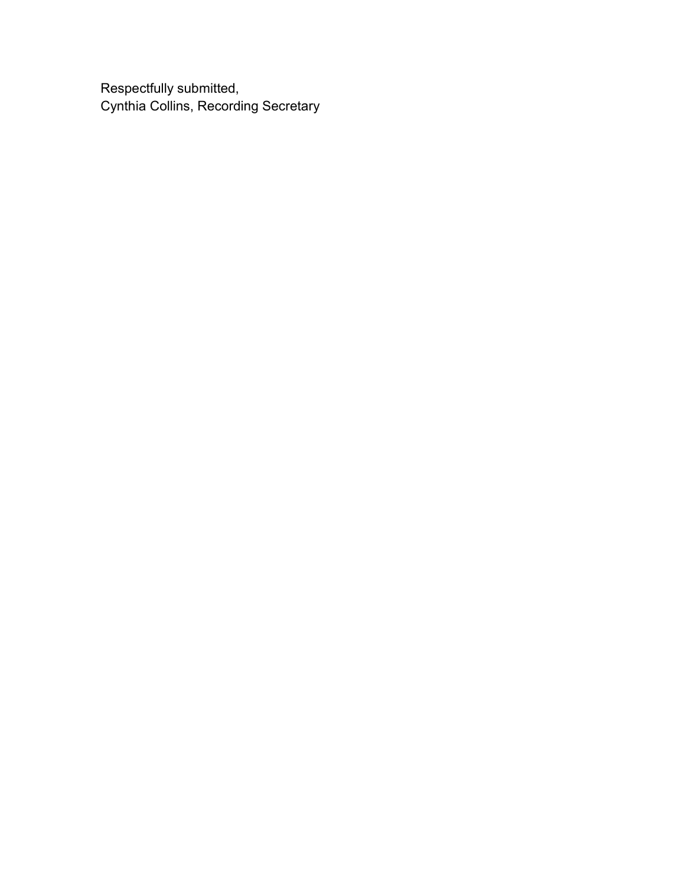Respectfully submitted,
Cynthia Collins, Recording Secretary